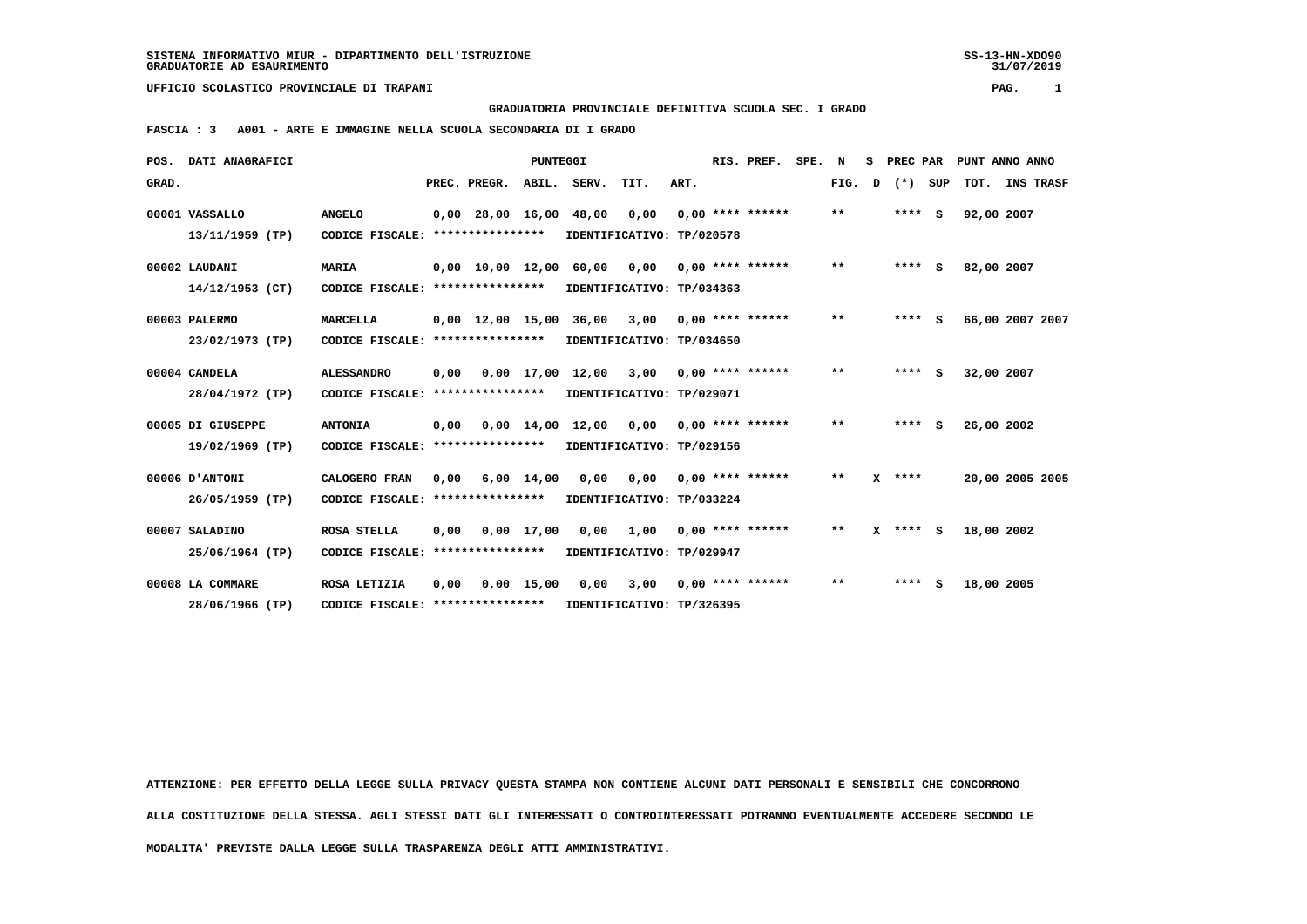SISTEMA INFORMATIVO MIUR - DIPARTIMENTO DELL'ISTRUZIONE
GRADUATORIE AD ESAURIMENTO

UFFICIO SCOLASTICO PROVINCIALE DI TRAPANI

**GRADUATORIA PROVINCIALE DEFINITIVA SCUOLA SEC. I GRADO**

**FASCIA : 3 A001 - ARTE E IMMAGINE NELLA SCUOLA SECONDARIA DI I GRADO**

| POS. GRAD. | DATI ANAGRAFICI | | PREC. | PREGR. | ABIL. | SERV. | TIT. | ART. | RIS. PREF. | SPE. | N FIG. | S D | PREC PAR (*) | SUP | PUNT TOT. | ANNO INS | ANNO TRASF |
|---|---|---|---|---|---|---|---|---|---|---|---|---|---|---|---|---|---|
| 00001 | VASSALLO 13/11/1959 (TP) | ANGELO CODICE FISCALE: **************** IDENTIFICATIVO: TP/020578 | 0,00 | 28,00 | 16,00 | 48,00 | 0,00 | 0,00 | **** ****** | | ** | | **** | S | 92,00 | 2007 | |
| 00002 | LAUDANI 14/12/1953 (CT) | MARIA CODICE FISCALE: **************** IDENTIFICATIVO: TP/034363 | 0,00 | 10,00 | 12,00 | 60,00 | 0,00 | 0,00 | **** ****** | | ** | | **** | S | 82,00 | 2007 | |
| 00003 | PALERMO 23/02/1973 (TP) | MARCELLA CODICE FISCALE: **************** IDENTIFICATIVO: TP/034650 | 0,00 | 12,00 | 15,00 | 36,00 | 3,00 | 0,00 | **** ****** | | ** | | **** | S | 66,00 | 2007 | 2007 |
| 00004 | CANDELA 28/04/1972 (TP) | ALESSANDRO CODICE FISCALE: **************** IDENTIFICATIVO: TP/029071 | 0,00 | 0,00 | 17,00 | 12,00 | 3,00 | 0,00 | **** ****** | | ** | | **** | S | 32,00 | 2007 | |
| 00005 | DI GIUSEPPE 19/02/1969 (TP) | ANTONIA CODICE FISCALE: **************** IDENTIFICATIVO: TP/029156 | 0,00 | 0,00 | 14,00 | 12,00 | 0,00 | 0,00 | **** ****** | | ** | | **** | S | 26,00 | 2002 | |
| 00006 | D'ANTONI 26/05/1959 (TP) | CALOGERO FRAN CODICE FISCALE: **************** IDENTIFICATIVO: TP/033224 | 0,00 | 6,00 | 14,00 | 0,00 | 0,00 | 0,00 | **** ****** | | ** | X | **** | | 20,00 | 2005 | 2005 |
| 00007 | SALADINO 25/06/1964 (TP) | ROSA STELLA CODICE FISCALE: **************** IDENTIFICATIVO: TP/029947 | 0,00 | 0,00 | 17,00 | 0,00 | 1,00 | 0,00 | **** ****** | | ** | X | **** | S | 18,00 | 2002 | |
| 00008 | LA COMMARE 28/06/1966 (TP) | ROSA LETIZIA CODICE FISCALE: **************** IDENTIFICATIVO: TP/326395 | 0,00 | 0,00 | 15,00 | 0,00 | 3,00 | 0,00 | **** ****** | | ** | | **** | S | 18,00 | 2005 | |

ATTENZIONE: PER EFFETTO DELLA LEGGE SULLA PRIVACY QUESTA STAMPA NON CONTIENE ALCUNI DATI PERSONALI E SENSIBILI CHE CONCORRONO ALLA COSTITUZIONE DELLA STESSA. AGLI STESSI DATI GLI INTERESSATI O CONTROINTERESSATI POTRANNO EVENTUALMENTE ACCEDERE SECONDO LE MODALITA' PREVISTE DALLA LEGGE SULLA TRASPARENZA DEGLI ATTI AMMINISTRATIVI.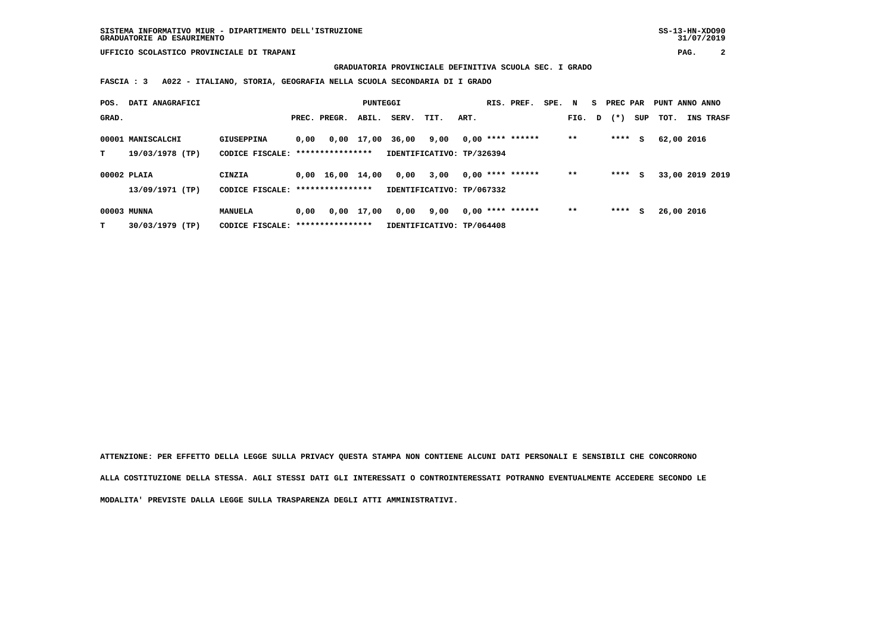SISTEMA INFORMATIVO MIUR - DIPARTIMENTO DELL'ISTRUZIONE
GRADUATORIE AD ESAURIMENTO

UFFICIO SCOLASTICO PROVINCIALE DI TRAPANI

**GRADUATORIA PROVINCIALE DEFINITIVA SCUOLA SEC. I GRADO**

**FASCIA : 3 A022 - ITALIANO, STORIA, GEOGRAFIA NELLA SCUOLA SECONDARIA DI I GRADO**

| POS. GRAD. | DATI ANAGRAFICI | | PREC. | PREGR. | ABIL. | SERV. | TIT. | ART. | RIS. PREF. | SPE. | N FIG. | S D | PREC PAR (*) | SUP | PUNT TOT. | ANNO INS | ANNO TRASF |
|---|---|---|---|---|---|---|---|---|---|---|---|---|---|---|---|---|---|
| 00001 | MANISCALCHI | GIUSEPPINA | 0,00 | 0,00 | 17,00 | 36,00 | 9,00 | 0,00 | **** ****** | | ** | | **** | S | 62,00 | 2016 | |
| T | 19/03/1978 (TP) | CODICE FISCALE: **************** | | | | IDENTIFICATIVO: TP/326394 | | | | | | | | | | | |
| 00002 | PLAIA | CINZIA | 0,00 | 16,00 | 14,00 | 0,00 | 3,00 | 0,00 | **** ****** | | ** | | **** | S | 33,00 | 2019 | 2019 |
| | 13/09/1971 (TP) | CODICE FISCALE: **************** | | | | IDENTIFICATIVO: TP/067332 | | | | | | | | | | | |
| 00003 | MUNNA | MANUELA | 0,00 | 0,00 | 17,00 | 0,00 | 9,00 | 0,00 | **** ****** | | ** | | **** | S | 26,00 | 2016 | |
| T | 30/03/1979 (TP) | CODICE FISCALE: **************** | | | | IDENTIFICATIVO: TP/064408 | | | | | | | | | | | |

**ATTENZIONE: PER EFFETTO DELLA LEGGE SULLA PRIVACY QUESTA STAMPA NON CONTIENE ALCUNI DATI PERSONALI E SENSIBILI CHE CONCORRONO ALLA COSTITUZIONE DELLA STESSA. AGLI STESSI DATI GLI INTERESSATI O CONTROINTERESSATI POTRANNO EVENTUALMENTE ACCEDERE SECONDO LE MODALITA' PREVISTE DALLA LEGGE SULLA TRASPARENZA DEGLI ATTI AMMINISTRATIVI.**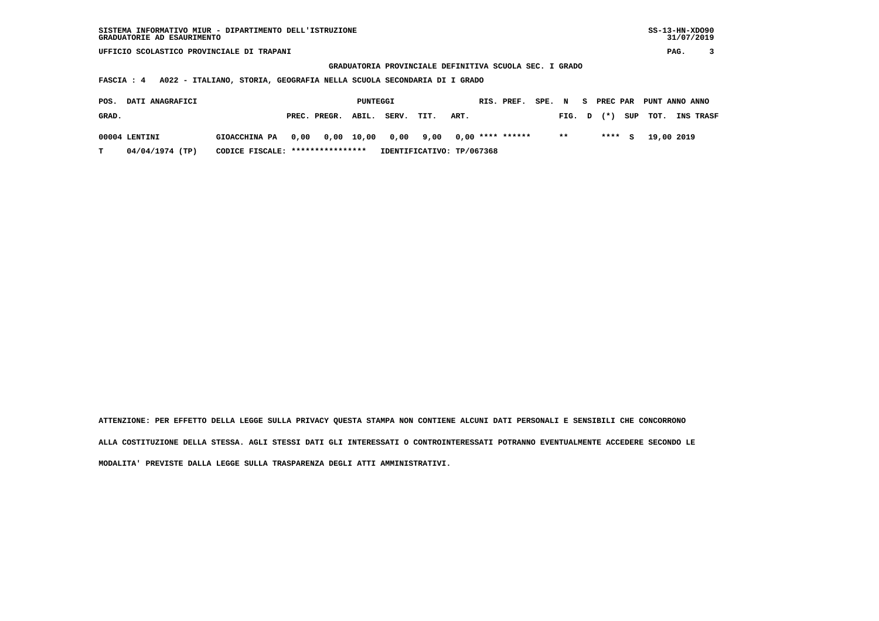SISTEMA INFORMATIVO MIUR - DIPARTIMENTO DELL'ISTRUZIONE
GRADUATORIE AD ESAURIMENTO

UFFICIO SCOLASTICO PROVINCIALE DI TRAPANI

GRADUATORIA PROVINCIALE DEFINITIVA SCUOLA SEC. I GRADO

FASCIA : 4 A022 - ITALIANO, STORIA, GEOGRAFIA NELLA SCUOLA SECONDARIA DI I GRADO

| POS. GRAD. | DATI ANAGRAFICI | | PUNTEGGI PREC. | PREGR. | ABIL. | SERV. | TIT. | ART. | RIS. | PREF. | SPE. | N FIG. | S D | PREC PAR (*) | SUP | PUNT TOT. | ANNO INS | ANNO TRASF |
|---|---|---|---|---|---|---|---|---|---|---|---|---|---|---|---|---|---|---|
| 00004 | LENTINI | GIOACCHINA PA | 0,00 | 0,00 | 10,00 | 0,00 | 9,00 | 0,00 | **** | ****** | | ** | | **** | S | 19,00 | 2019 | |
| T | 04/04/1974 (TP) | CODICE FISCALE: **************** | IDENTIFICATIVO: TP/067368 | | | | | | | | | | | | | | | |

ATTENZIONE: PER EFFETTO DELLA LEGGE SULLA PRIVACY QUESTA STAMPA NON CONTIENE ALCUNI DATI PERSONALI E SENSIBILI CHE CONCORRONO ALLA COSTITUZIONE DELLA STESSA. AGLI STESSI DATI GLI INTERESSATI O CONTROINTERESSATI POTRANNO EVENTUALMENTE ACCEDERE SECONDO LE MODALITA' PREVISTE DALLA LEGGE SULLA TRASPARENZA DEGLI ATTI AMMINISTRATIVI.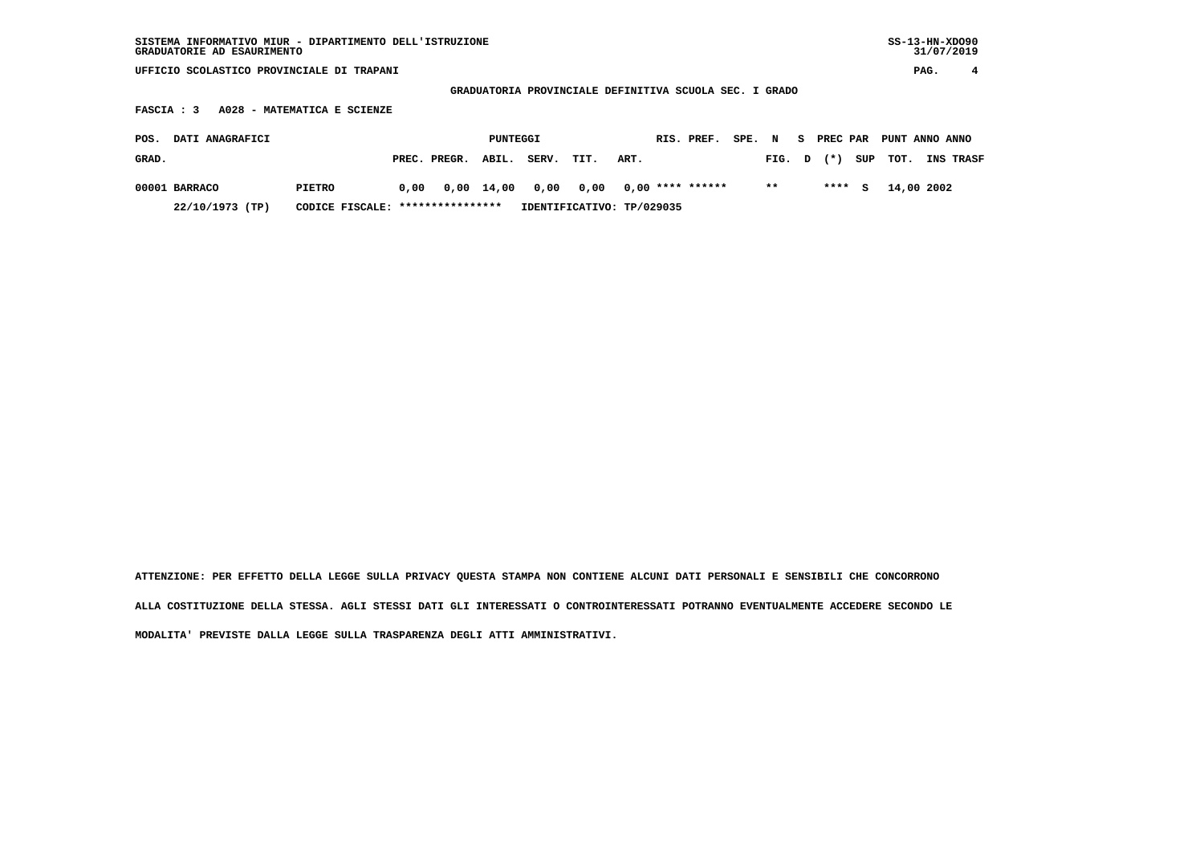SISTEMA INFORMATIVO MIUR - DIPARTIMENTO DELL'ISTRUZIONE
GRADUATORIE AD ESAURIMENTO

UFFICIO SCOLASTICO PROVINCIALE DI TRAPANI

**GRADUATORIA PROVINCIALE DEFINITIVA SCUOLA SEC. I GRADO**

**FASCIA : 3 A028 - MATEMATICA E SCIENZE**

| POS. GRAD. | DATI ANAGRAFICI | | PUNTEGGI PREC. | PREGR. | ABIL. | SERV. | TIT. | ART. | RIS. | PREF. | SPE. | N FIG. | S D | PREC PAR (*) | SUP | PUNT TOT. | ANNO INS | ANNO TRASF |
|---|---|---|---|---|---|---|---|---|---|---|---|---|---|---|---|---|---|---|
| 00001 | BARRACO | PIETRO | 0,00 | 0,00 | 14,00 | 0,00 | 0,00 | 0,00 | **** | ****** | | ** | | **** | S | 14,00 | 2002 | |
| | 22/10/1973 (TP) | CODICE FISCALE: **************** | IDENTIFICATIVO: TP/029035 | | | | | | | | | | | | | | | |

ATTENZIONE: PER EFFETTO DELLA LEGGE SULLA PRIVACY QUESTA STAMPA NON CONTIENE ALCUNI DATI PERSONALI E SENSIBILI CHE CONCORRONO ALLA COSTITUZIONE DELLA STESSA. AGLI STESSI DATI GLI INTERESSATI O CONTROINTERESSATI POTRANNO EVENTUALMENTE ACCEDERE SECONDO LE MODALITA' PREVISTE DALLA LEGGE SULLA TRASPARENZA DEGLI ATTI AMMINISTRATIVI.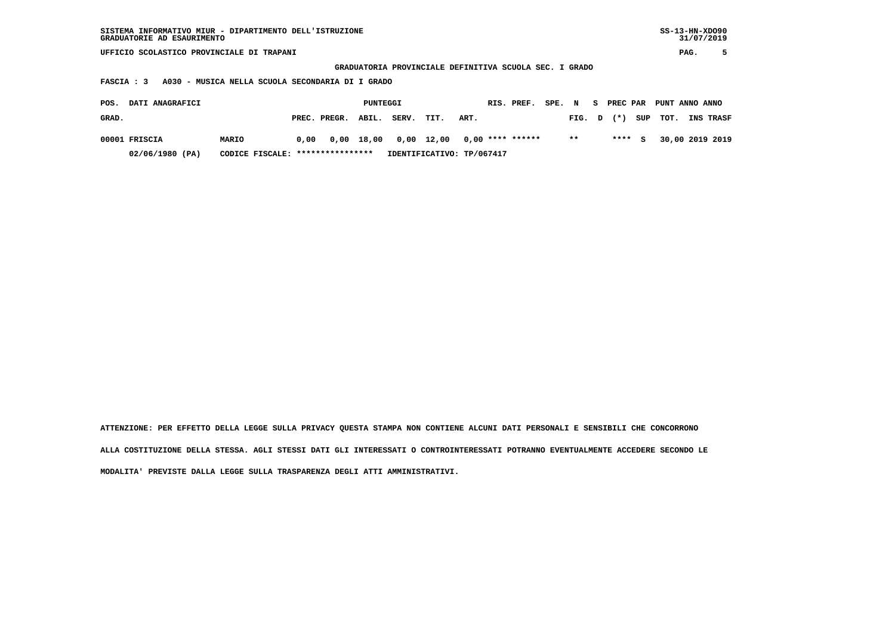GRADUATORIE AD ESAURIMENTO

UFFICIO SCOLASTICO PROVINCIALE DI TRAPANI

GRADUATORIA PROVINCIALE DEFINITIVA SCUOLA SEC. I GRADO

FASCIA : 3   A030 - MUSICA NELLA SCUOLA SECONDARIA DI I GRADO

| POS. GRAD. | DATI ANAGRAFICI | | PUNTEGGI PREC. | PREGR. | ABIL. | SERV. | TIT. | ART. | RIS. | PREF. | SPE. | N FIG. | S D | PREC (*) | PAR SUP | PUNT TOT. | ANNO INS | ANNO TRASF |
|---|---|---|---|---|---|---|---|---|---|---|---|---|---|---|---|---|---|---|
| 00001 | FRISCIA | MARIO | 0,00 | 0,00 | 18,00 | 0,00 | 12,00 | 0,00 | **** | ****** | | ** | | **** | S | 30,00 | 2019 | 2019 |
| | 02/06/1980 (PA) | CODICE FISCALE: **************** | IDENTIFICATIVO: TP/067417 | | | | | | | | | | | | | | | |

ATTENZIONE: PER EFFETTO DELLA LEGGE SULLA PRIVACY QUESTA STAMPA NON CONTIENE ALCUNI DATI PERSONALI E SENSIBILI CHE CONCORRONO ALLA COSTITUZIONE DELLA STESSA. AGLI STESSI DATI GLI INTERESSATI O CONTROINTERESSATI POTRANNO EVENTUALMENTE ACCEDERE SECONDO LE MODALITA' PREVISTE DALLA LEGGE SULLA TRASPARENZA DEGLI ATTI AMMINISTRATIVI.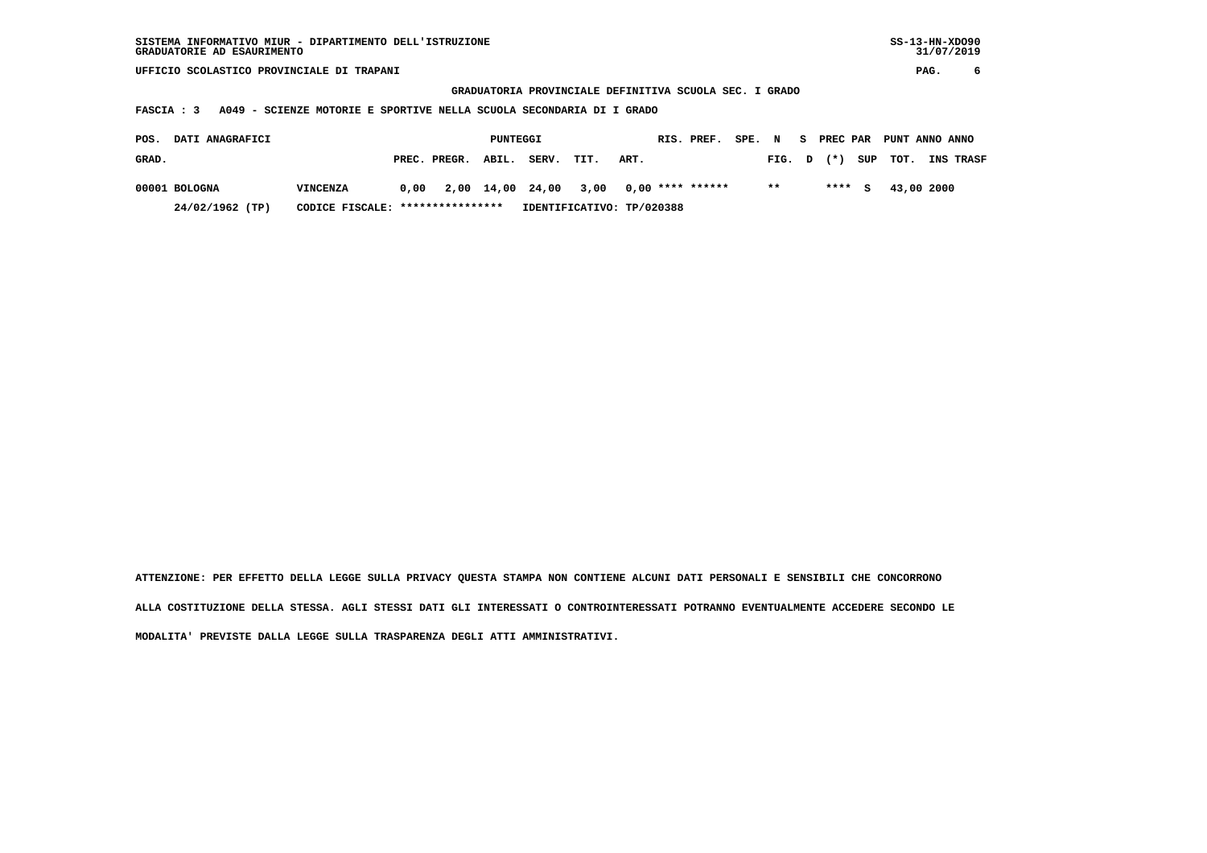SISTEMA INFORMATIVO MIUR - DIPARTIMENTO DELL'ISTRUZIONE
GRADUATORIE AD ESAURIMENTO

SS-13-HN-XDO90
31/07/2019

UFFICIO SCOLASTICO PROVINCIALE DI TRAPANI

**GRADUATORIA PROVINCIALE DEFINITIVA SCUOLA SEC. I GRADO**

**FASCIA : 3 A049 - SCIENZE MOTORIE E SPORTIVE NELLA SCUOLA SECONDARIA DI I GRADO**

| POS. GRAD. | DATI ANAGRAFICI | | PUNTEGGI PREC. | PREGR. | ABIL. | SERV. | TIT. | ART. | RIS. | PREF. | SPE. | N FIG. | S D | PREC (*) | PAR SUP | PUNT TOT. | ANNO INS | ANNO TRASF |
|---|---|---|---|---|---|---|---|---|---|---|---|---|---|---|---|---|---|---|
| 00001 | BOLOGNA | VINCENZA | 0,00 | 2,00 | 14,00 | 24,00 | 3,00 | 0,00 | **** | ****** | | ** | | **** | S | 43,00 | 2000 | |
| | 24/02/1962 (TP) | CODICE FISCALE: **************** | IDENTIFICATIVO: TP/020388 | | | | | | | | | | | | | | | |

ATTENZIONE: PER EFFETTO DELLA LEGGE SULLA PRIVACY QUESTA STAMPA NON CONTIENE ALCUNI DATI PERSONALI E SENSIBILI CHE CONCORRONO ALLA COSTITUZIONE DELLA STESSA. AGLI STESSI DATI GLI INTERESSATI O CONTROINTERESSATI POTRANNO EVENTUALMENTE ACCEDERE SECONDO LE MODALITA' PREVISTE DALLA LEGGE SULLA TRASPARENZA DEGLI ATTI AMMINISTRATIVI.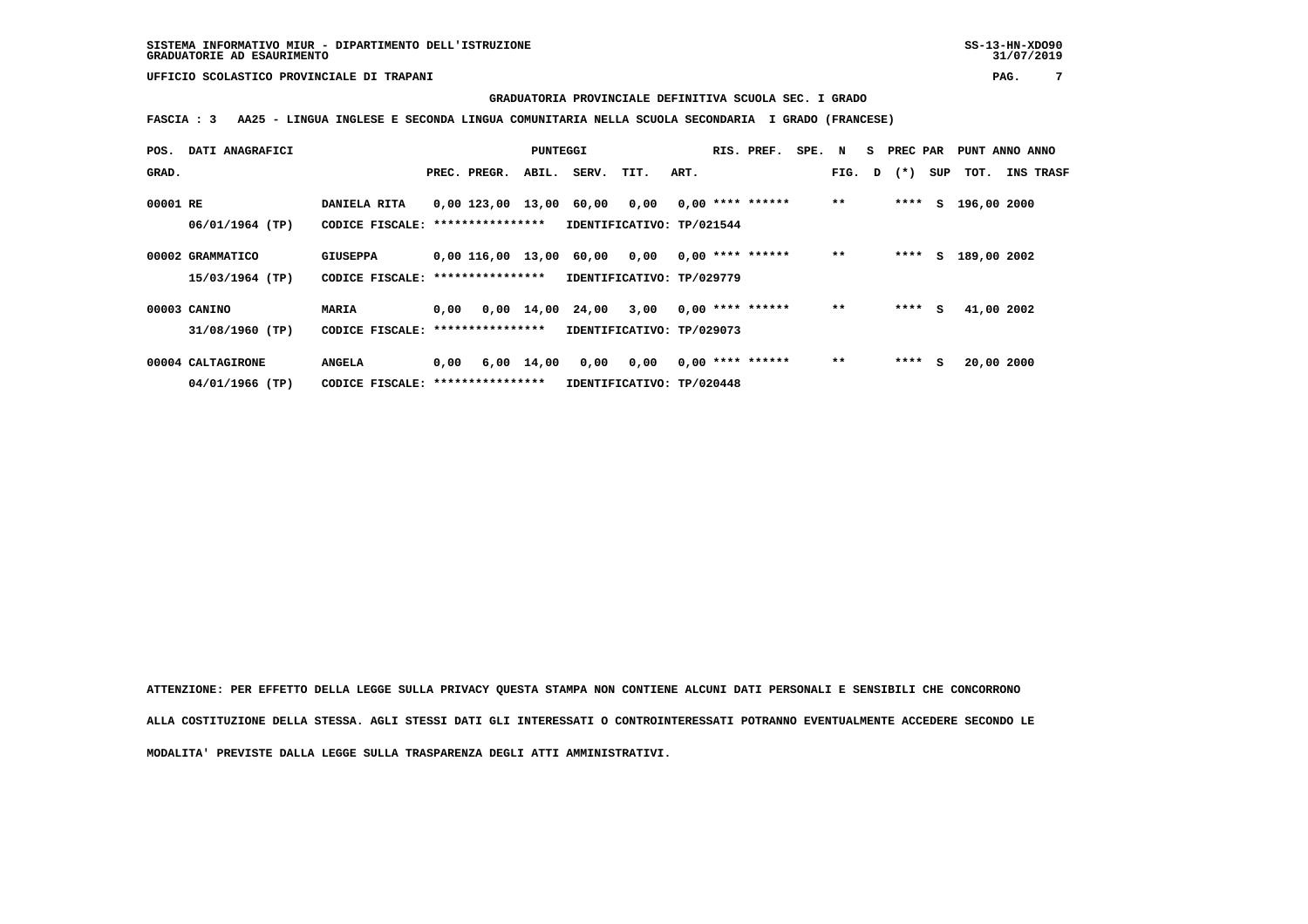SISTEMA INFORMATIVO MIUR - DIPARTIMENTO DELL'ISTRUZIONE
GRADUATORIE AD ESAURIMENTO

SS-13-HN-XDO90
31/07/2019

UFFICIO SCOLASTICO PROVINCIALE DI TRAPANI

**GRADUATORIA PROVINCIALE DEFINITIVA SCUOLA SEC. I GRADO**

**FASCIA : 3 AA25 - LINGUA INGLESE E SECONDA LINGUA COMUNITARIA NELLA SCUOLA SECONDARIA I GRADO (FRANCESE)**

| POS. GRAD. | DATI ANAGRAFICI | | PREC. | PREGR. | ABIL. | SERV. | TIT. | ART. | RIS. | PREF. | SPE. N FIG. | S D | PREC PAR (*) | SUP | PUNT TOT. | ANNO INS | ANNO TRASF |
|---|---|---|---|---|---|---|---|---|---|---|---|---|---|---|---|---|---|
| 00001 | RE | DANIELA RITA | 0,00 | 123,00 | 13,00 | 60,00 | 0,00 | 0,00 | **** | ****** | ** | | **** | S | 196,00 | 2000 | |
| | 06/01/1964 (TP) | CODICE FISCALE: **************** | IDENTIFICATIVO: TP/021544 | | | | | | | | | | | | | | |
| 00002 | GRAMMATICO | GIUSEPPA | 0,00 | 116,00 | 13,00 | 60,00 | 0,00 | 0,00 | **** | ****** | ** | | **** | S | 189,00 | 2002 | |
| | 15/03/1964 (TP) | CODICE FISCALE: **************** | IDENTIFICATIVO: TP/029779 | | | | | | | | | | | | | | |
| 00003 | CANINO | MARIA | 0,00 | 0,00 | 14,00 | 24,00 | 3,00 | 0,00 | **** | ****** | ** | | **** | S | 41,00 | 2002 | |
| | 31/08/1960 (TP) | CODICE FISCALE: **************** | IDENTIFICATIVO: TP/029073 | | | | | | | | | | | | | | |
| 00004 | CALTAGIRONE | ANGELA | 0,00 | 6,00 | 14,00 | 0,00 | 0,00 | 0,00 | **** | ****** | ** | | **** | S | 20,00 | 2000 | |
| | 04/01/1966 (TP) | CODICE FISCALE: **************** | IDENTIFICATIVO: TP/020448 | | | | | | | | | | | | | | |

ATTENZIONE: PER EFFETTO DELLA LEGGE SULLA PRIVACY QUESTA STAMPA NON CONTIENE ALCUNI DATI PERSONALI E SENSIBILI CHE CONCORRONO ALLA COSTITUZIONE DELLA STESSA. AGLI STESSI DATI GLI INTERESSATI O CONTROINTERESSATI POTRANNO EVENTUALMENTE ACCEDERE SECONDO LE MODALITA' PREVISTE DALLA LEGGE SULLA TRASPARENZA DEGLI ATTI AMMINISTRATIVI.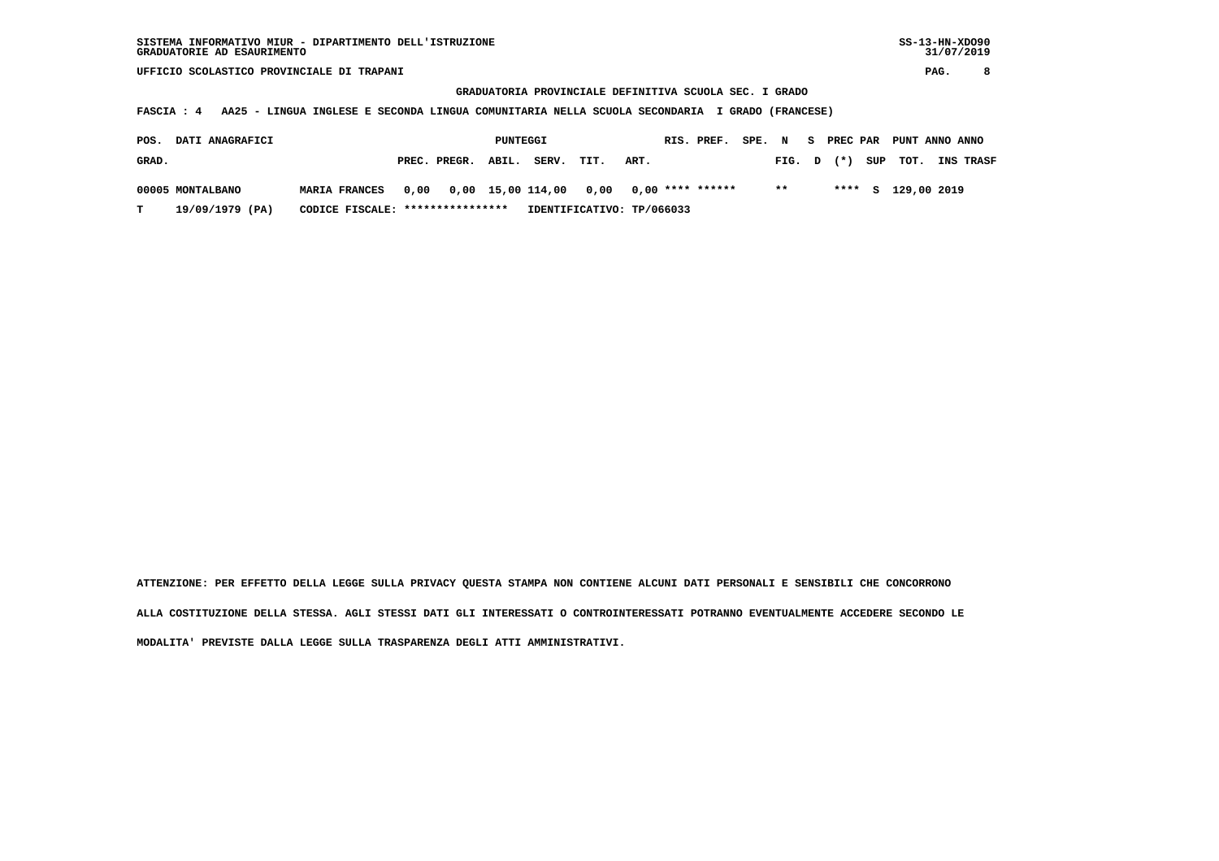SISTEMA INFORMATIVO MIUR - DIPARTIMENTO DELL'ISTRUZIONE
GRADUATORIE AD ESAURIMENTO

SS-13-HN-XDO90
31/07/2019

UFFICIO SCOLASTICO PROVINCIALE DI TRAPANI

**GRADUATORIA PROVINCIALE DEFINITIVA SCUOLA SEC. I GRADO**

**FASCIA : 4 AA25 - LINGUA INGLESE E SECONDA LINGUA COMUNITARIA NELLA SCUOLA SECONDARIA I GRADO (FRANCESE)**

| POS. GRAD. | DATI ANAGRAFICI | | PREC. | PREGR. | ABIL. | SERV. | TIT. | ART. | RIS. | PREF. | SPE. | N FIG. | S D | PREC (*) | PAR SUP | PUNT TOT. | ANNO INS | ANNO TRASF |
|---|---|---|---|---|---|---|---|---|---|---|---|---|---|---|---|---|---|---|
| 00005 | MONTALBANO | MARIA FRANCES | 0,00 | 0,00 | 15,00 | 114,00 | 0,00 | 0,00 | **** | ****** | | ** | | **** | S | 129,00 | 2019 | |
| T | 19/09/1979 (PA) | CODICE FISCALE: **************** | IDENTIFICATIVO: TP/066033 | | | | | | | | | | | | | | | |

ATTENZIONE: PER EFFETTO DELLA LEGGE SULLA PRIVACY QUESTA STAMPA NON CONTIENE ALCUNI DATI PERSONALI E SENSIBILI CHE CONCORRONO ALLA COSTITUZIONE DELLA STESSA. AGLI STESSI DATI GLI INTERESSATI O CONTROINTERESSATI POTRANNO EVENTUALMENTE ACCEDERE SECONDO LE MODALITA' PREVISTE DALLA LEGGE SULLA TRASPARENZA DEGLI ATTI AMMINISTRATIVI.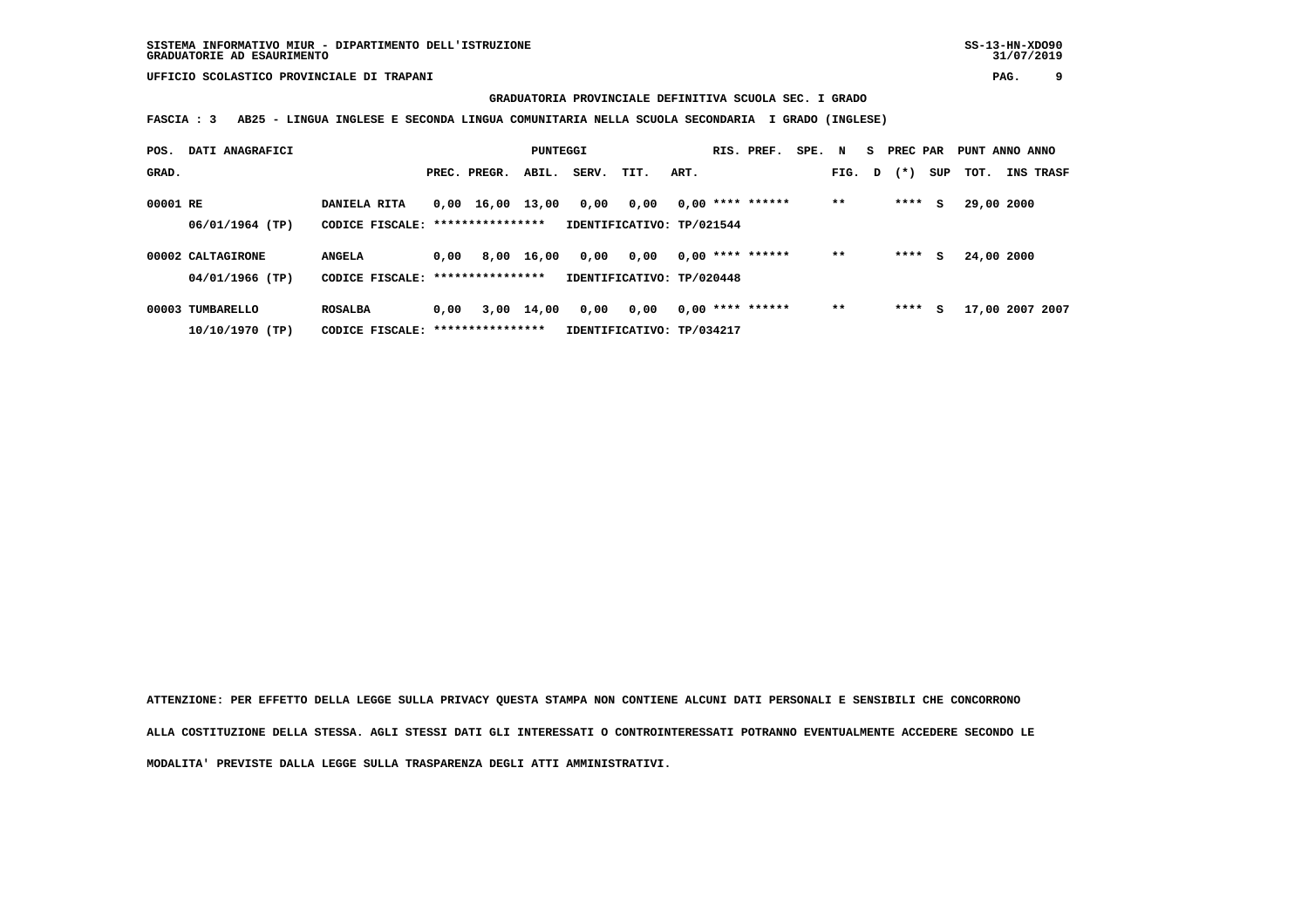SISTEMA INFORMATIVO MIUR - DIPARTIMENTO DELL'ISTRUZIONE
GRADUATORIE AD ESAURIMENTO

SS-13-HN-XDO90
31/07/2019

UFFICIO SCOLASTICO PROVINCIALE DI TRAPANI

**GRADUATORIA PROVINCIALE DEFINITIVA SCUOLA SEC. I GRADO**

**FASCIA : 3 AB25 - LINGUA INGLESE E SECONDA LINGUA COMUNITARIA NELLA SCUOLA SECONDARIA I GRADO (INGLESE)**

| POS. GRAD. | DATI ANAGRAFICI | | PREC. | PREGR. | ABIL. | SERV. | TIT. | ART. | RIS. | PREF. | SPE. | N FIG. | S D | PREC PAR (*) | SUP | PUNT TOT. | ANNO INS | ANNO TRASF |
|---|---|---|---|---|---|---|---|---|---|---|---|---|---|---|---|---|---|---|
| 00001 | RE | DANIELA RITA | 0,00 | 16,00 | 13,00 | 0,00 | 0,00 | 0,00 | **** | ****** | | ** | | **** | S | 29,00 | 2000 | |
| | 06/01/1964 (TP) | CODICE FISCALE: **************** | IDENTIFICATIVO: TP/021544 | | | | | | | | | | | | | | | |
| 00002 | CALTAGIRONE | ANGELA | 0,00 | 8,00 | 16,00 | 0,00 | 0,00 | 0,00 | **** | ****** | | ** | | **** | S | 24,00 | 2000 | |
| | 04/01/1966 (TP) | CODICE FISCALE: **************** | IDENTIFICATIVO: TP/020448 | | | | | | | | | | | | | | | |
| 00003 | TUMBARELLO | ROSALBA | 0,00 | 3,00 | 14,00 | 0,00 | 0,00 | 0,00 | **** | ****** | | ** | | **** | S | 17,00 | 2007 | 2007 |
| | 10/10/1970 (TP) | CODICE FISCALE: **************** | IDENTIFICATIVO: TP/034217 | | | | | | | | | | | | | | | |

ATTENZIONE: PER EFFETTO DELLA LEGGE SULLA PRIVACY QUESTA STAMPA NON CONTIENE ALCUNI DATI PERSONALI E SENSIBILI CHE CONCORRONO ALLA COSTITUZIONE DELLA STESSA. AGLI STESSI DATI GLI INTERESSATI O CONTROINTERESSATI POTRANNO EVENTUALMENTE ACCEDERE SECONDO LE MODALITA' PREVISTE DALLA LEGGE SULLA TRASPARENZA DEGLI ATTI AMMINISTRATIVI.